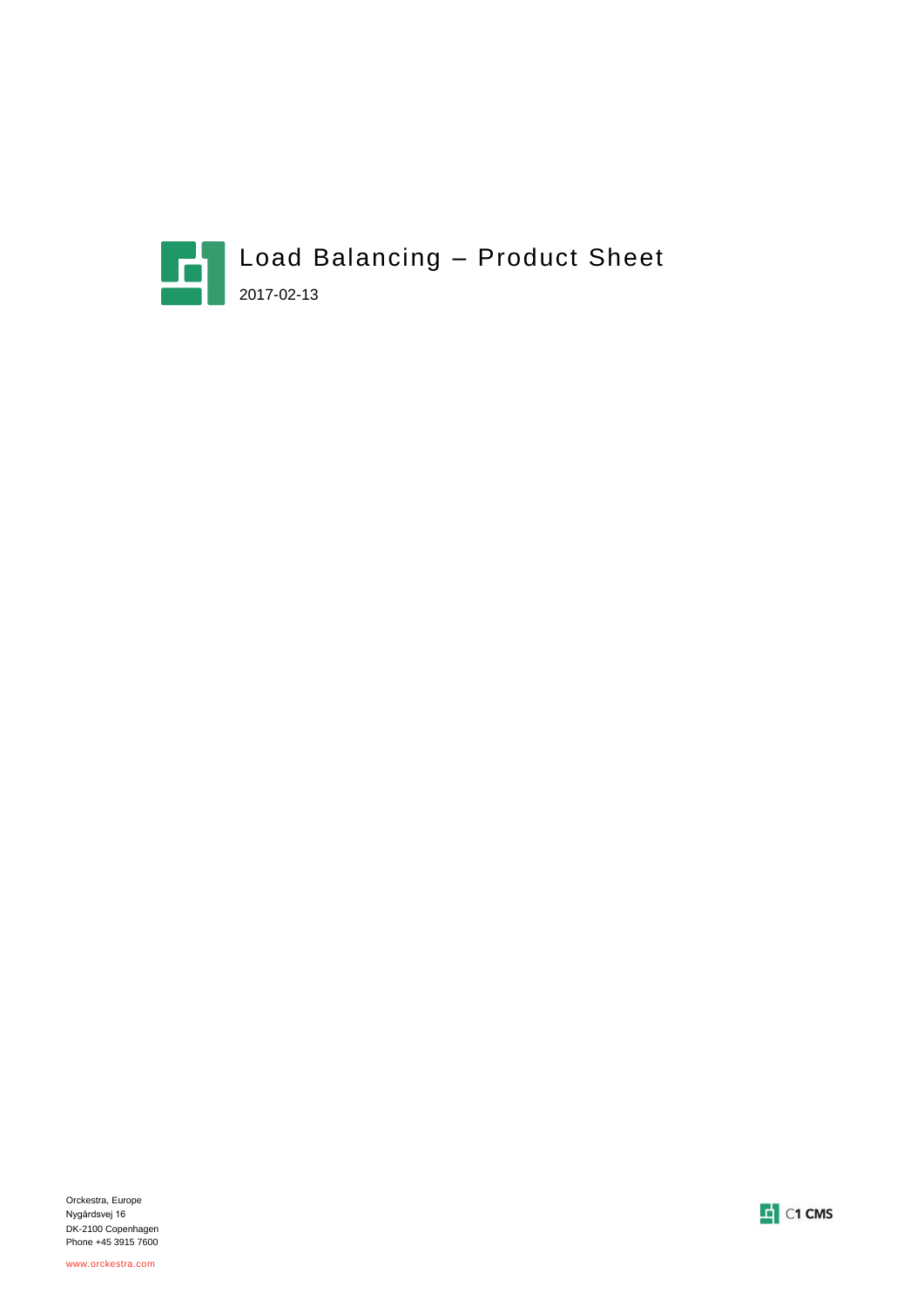# Load Balancing – Product Sheet

2017-02-13

Orckestra, Europe
Nygårdsvej 16
DK-2100 Copenhagen
Phone +45 3915 7600

www.orckestra.com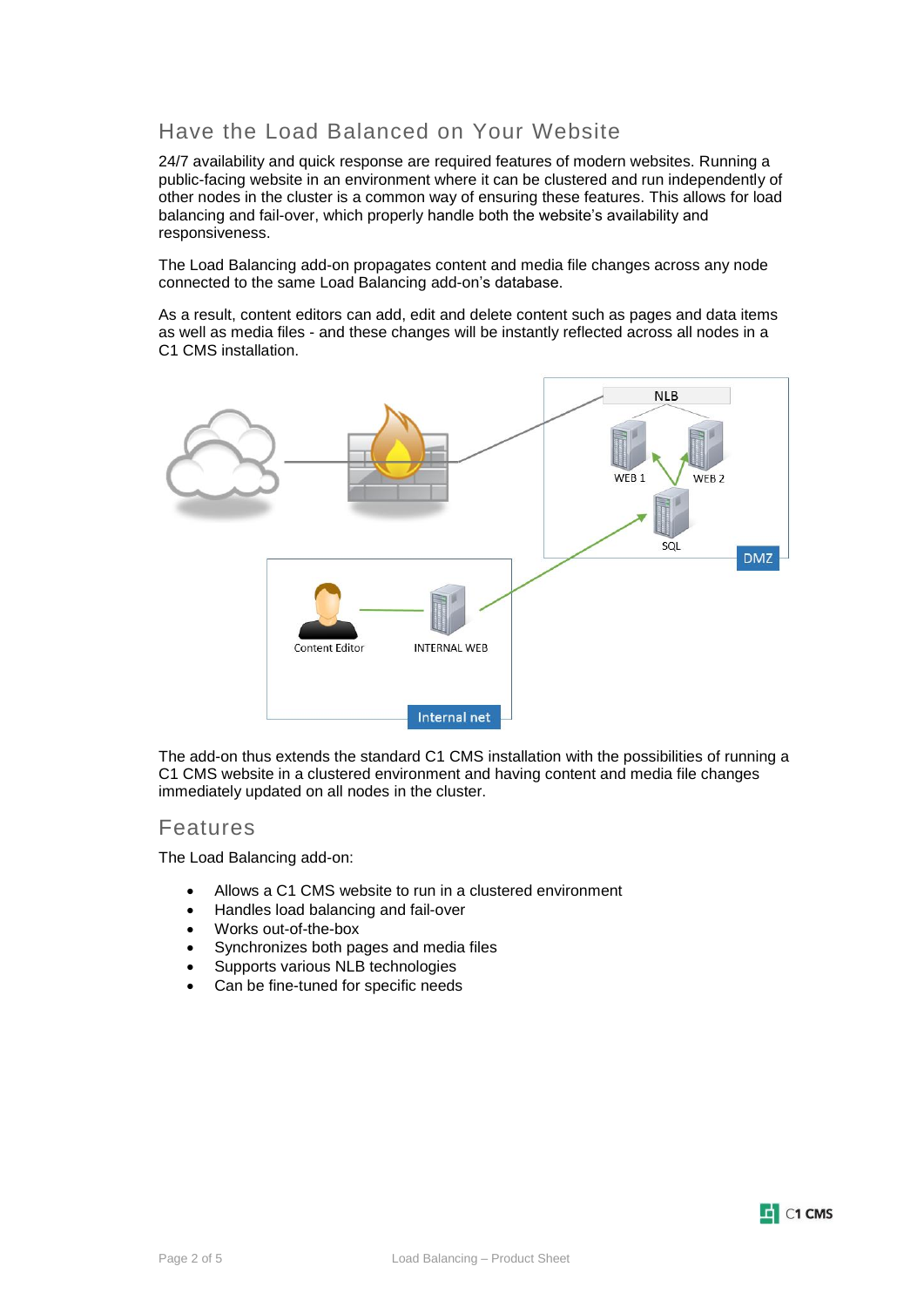## Have the Load Balanced on Your Website

24/7 availability and quick response are required features of modern websites. Running a public-facing website in an environment where it can be clustered and run independently of other nodes in the cluster is a common way of ensuring these features. This allows for load balancing and fail-over, which properly handle both the website's availability and responsiveness.

The Load Balancing add-on propagates content and media file changes across any node connected to the same Load Balancing add-on's database.

As a result, content editors can add, edit and delete content such as pages and data items as well as media files - and these changes will be instantly reflected across all nodes in a C1 CMS installation.

The add-on thus extends the standard C1 CMS installation with the possibilities of running a C1 CMS website in a clustered environment and having content and media file changes immediately updated on all nodes in the cluster.

## Features

The Load Balancing add-on:

- Allows a C1 CMS website to run in a clustered environment
- Handles load balancing and fail-over
- Works out-of-the-box
- Synchronizes both pages and media files
- Supports various NLB technologies
- Can be fine-tuned for specific needs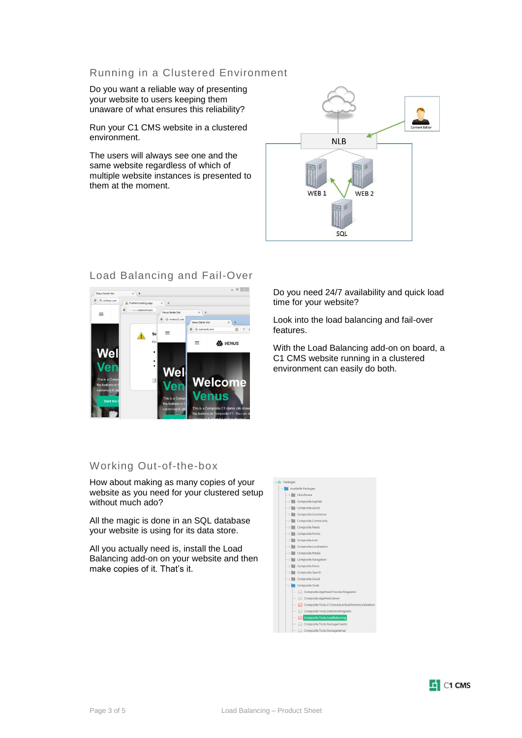## Running in a Clustered Environment

Do you want a reliable way of presenting your website to users keeping them unaware of what ensures this reliability?

Run your C1 CMS website in a clustered environment.

The users will always see one and the same website regardless of which of multiple website instances is presented to them at the moment.

## Load Balancing and Fail-Over

Do you need 24/7 availability and quick load time for your website?

Look into the load balancing and fail-over features.

With the Load Balancing add-on on board, a C1 CMS website running in a clustered environment can easily do both.

## Working Out-of-the-box

How about making as many copies of your website as you need for your clustered setup without much ado?

All the magic is done in an SQL database your website is using for its data store.

All you actually need is, install the Load Balancing add-on on your website and then make copies of it. That's it.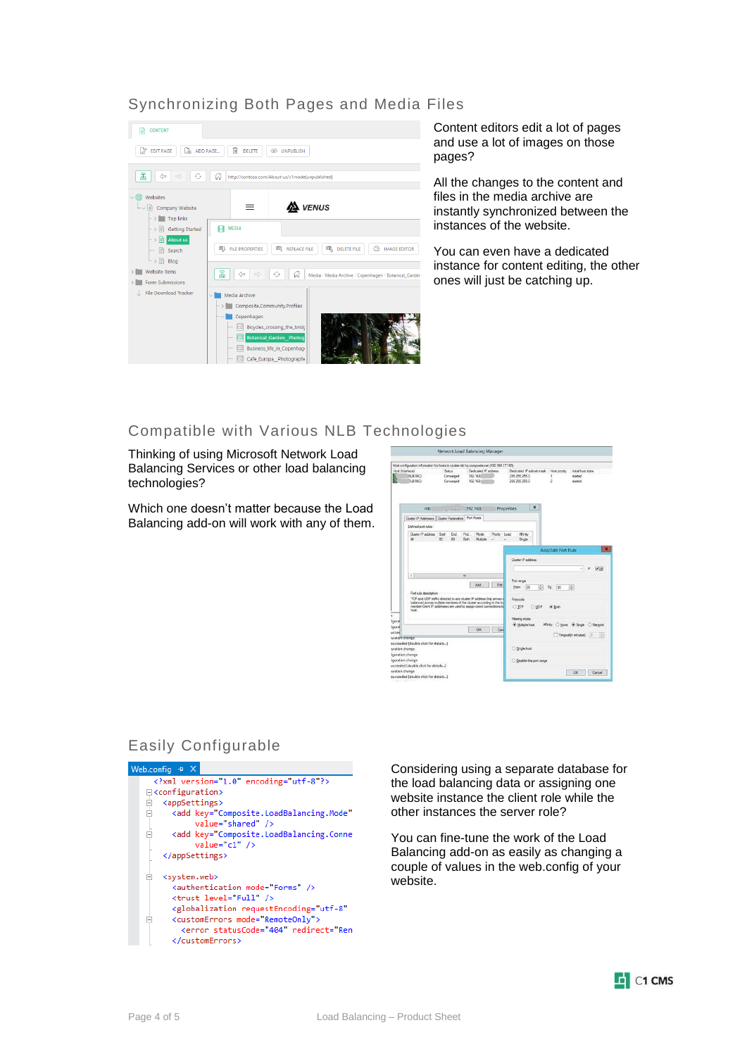## Synchronizing Both Pages and Media Files

Content editors edit a lot of pages and use a lot of images on those pages?

All the changes to the content and files in the media archive are instantly synchronized between the instances of the website.

You can even have a dedicated instance for content editing, the other ones will just be catching up.

## Compatible with Various NLB Technologies

Thinking of using Microsoft Network Load Balancing Services or other load balancing technologies?

Which one doesn't matter because the Load Balancing add-on will work with any of them.

## Easily Configurable

Considering using a separate database for the load balancing data or assigning one website instance the client role while the other instances the server role?

You can fine-tune the work of the Load Balancing add-on as easily as changing a couple of values in the web.config of your website.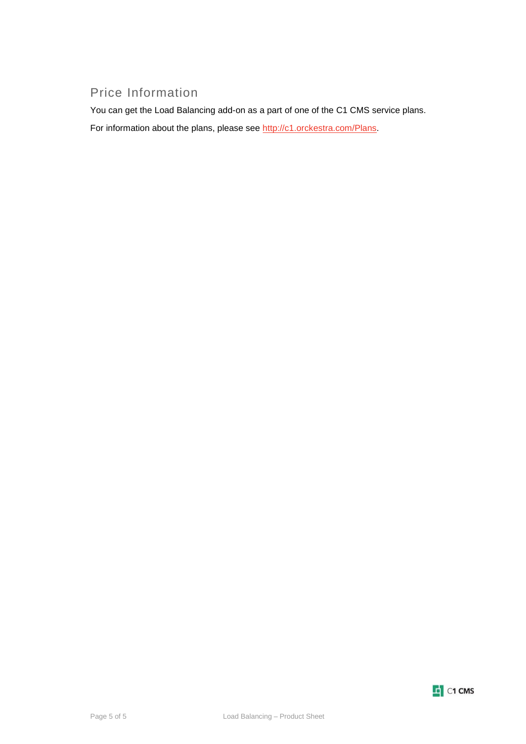## Price Information

You can get the Load Balancing add-on as a part of one of the C1 CMS service plans.

For information about the plans, please see http://c1.orckestra.com/Plans.